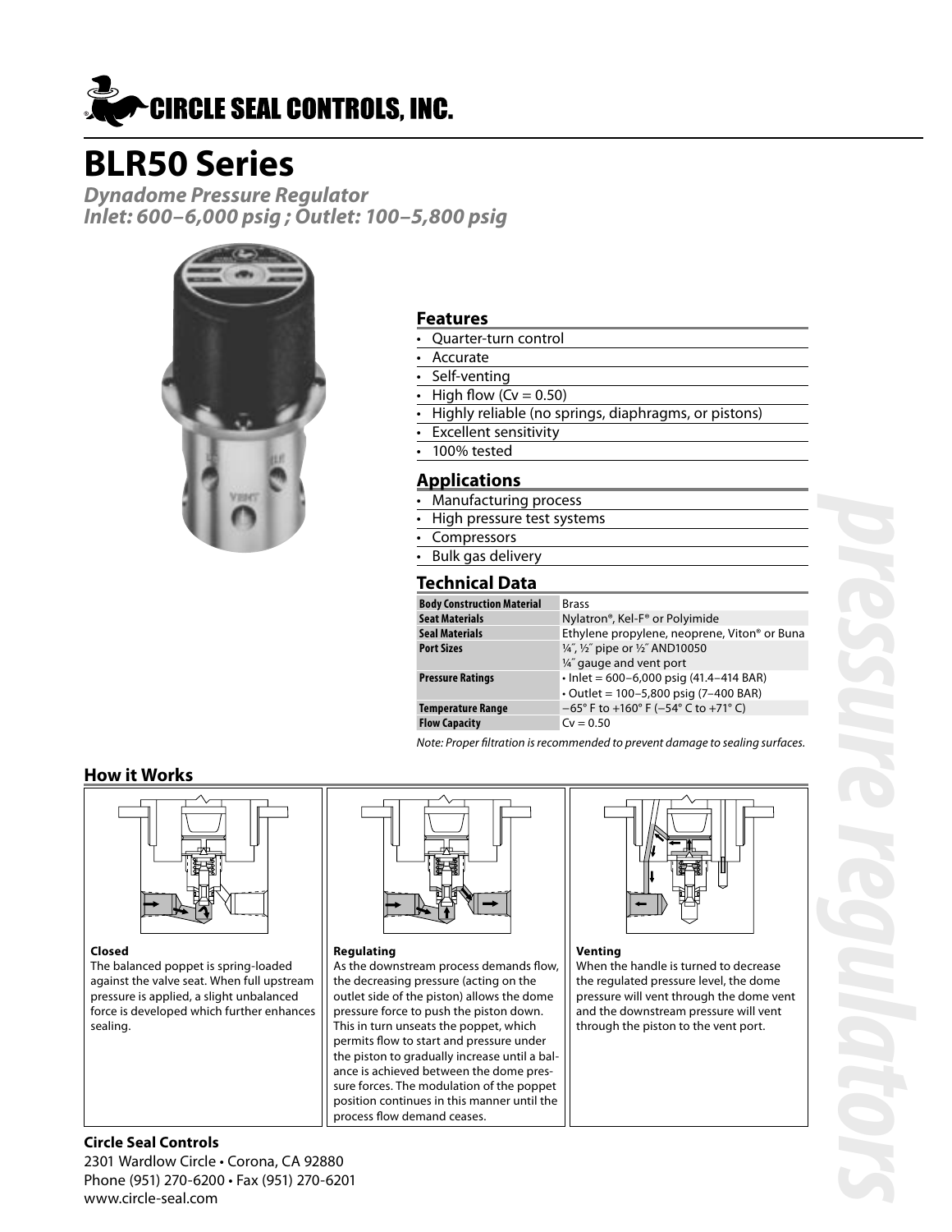# CIRCLE SEAL CONTROLS, INC.

# BLR50 Series

***Dynadome Pressure Regulator***
***Inlet: 600–6,000 psig ; Outlet: 100–5,800 psig***

## Features

- Quarter-turn control
- Accurate
- Self-venting
- High flow (Cv = 0.50)
- Highly reliable (no springs, diaphragms, or pistons)
- Excellent sensitivity
- 100% tested

## Applications

- Manufacturing process
- High pressure test systems
- Compressors
- Bulk gas delivery

## Technical Data

| | |
|---|---|
| **Body Construction Material** | Brass |
| **Seat Materials** | Nylatron®, Kel-F® or Polyimide |
| **Seal Materials** | Ethylene propylene, neoprene, Viton® or Buna |
| **Port Sizes** | ¼″, ½″ pipe or ½″ AND10050<br>¼″ gauge and vent port |
| **Pressure Ratings** | • Inlet = 600–6,000 psig (41.4–414 BAR)<br>• Outlet = 100–5,800 psig (7–400 BAR) |
| **Temperature Range** | −65° F to +160° F (−54° C to +71° C) |
| **Flow Capacity** | Cv = 0.50 |

*Note: Proper filtration is recommended to prevent damage to sealing surfaces.*

## How it Works

**Closed**
The balanced poppet is spring-loaded against the valve seat. When full upstream pressure is applied, a slight unbalanced force is developed which further enhances sealing.

**Regulating**
As the downstream process demands flow, the decreasing pressure (acting on the outlet side of the piston) allows the dome pressure force to push the piston down. This in turn unseats the poppet, which permits flow to start and pressure under the piston to gradually increase until a balance is achieved between the dome pressure forces. The modulation of the poppet position continues in this manner until the process flow demand ceases.

**Venting**
When the handle is turned to decrease the regulated pressure level, the dome pressure will vent through the dome vent and the downstream pressure will vent through the piston to the vent port.

**Circle Seal Controls**
2301 Wardlow Circle • Corona, CA 92880
Phone (951) 270-6200 • Fax (951) 270-6201
www.circle-seal.com

*pressure regulators*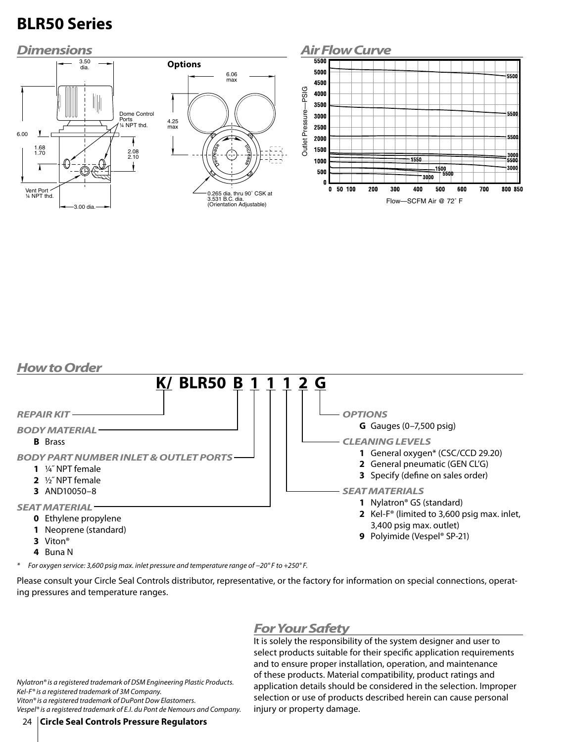# BLR50 Series

## Dimensions

3.50 dia.

Dome Control Ports ¼ NPT thd.

6.00

1.68
1.70

2.08
2.10

Vent Port ¼ NPT thd.

3.00 dia.

**Options**

6.06 max

4.25 max

Decrease

Increase

0.265 dia. thru 90˚ CSK at 3.531 B.C. dia. (Orientation Adjustable)

## Air Flow Curve

Outlet Pressure—PSIG

5500
5000
4500
4000
3500
3000
2500
2000
1500
1000
500
0

0 50 100 200 300 400 500 600 700 800 850

Flow—SCFM Air @ 72˚ F

5500
5500
5500
3000
5500
3000
1550
1500
5500
3000

## How to Order

**K/ BLR50 B 1 1 1 2 G**

***REPAIR KIT***

***BODY MATERIAL***

- **B** Brass

***BODY PART NUMBER INLET & OUTLET PORTS***

- **1** ¼˝ NPT female
- **2** ½˝ NPT female
- **3** AND10050–8

***SEAT MATERIAL***

- **0** Ethylene propylene
- **1** Neoprene (standard)
- **3** Viton®
- **4** Buna N

***OPTIONS***

- **G** Gauges (0–7,500 psig)

***CLEANING LEVELS***

- **1** General oxygen* (CSC/CCD 29.20)
- **2** General pneumatic (GEN CL'G)
- **3** Specify (define on sales order)

***SEAT MATERIALS***

- **1** Nylatron® GS (standard)
- **2** Kel-F® (limited to 3,600 psig max. inlet, 3,400 psig max. outlet)
- **9** Polyimide (Vespel® SP-21)

*\* For oxygen service: 3,600 psig max. inlet pressure and temperature range of –20° F to +250° F.*

Please consult your Circle Seal Controls distributor, representative, or the factory for information on special connections, operating pressures and temperature ranges.

## For Your Safety

It is solely the responsibility of the system designer and user to select products suitable for their specific application requirements and to ensure proper installation, operation, and maintenance of these products. Material compatibility, product ratings and application details should be considered in the selection. Improper selection or use of products described herein can cause personal injury or property damage.

*Nylatron® is a registered trademark of DSM Engineering Plastic Products.*
*Kel-F® is a registered trademark of 3M Company.*
*Viton® is a registered trademark of DuPont Dow Elastomers.*
*Vespel® is a registered trademark of E.I. du Pont de Nemours and Company.*